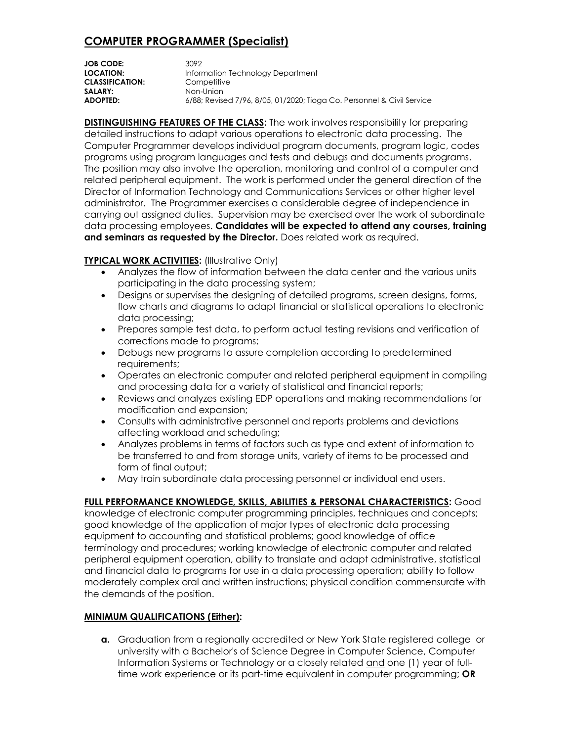# COMPUTER PROGRAMMER (Specialist)

**JOB CODE:** 3092
**LOCATION:** Information Technology Department
**CLASSIFICATION:** Competitive
**SALARY:** Non-Union
**ADOPTED:** 6/88; Revised 7/96, 8/05, 01/2020; Tioga Co. Personnel & Civil Service

**DISTINGUISHING FEATURES OF THE CLASS:** The work involves responsibility for preparing detailed instructions to adapt various operations to electronic data processing. The Computer Programmer develops individual program documents, program logic, codes programs using program languages and tests and debugs and documents programs. The position may also involve the operation, monitoring and control of a computer and related peripheral equipment. The work is performed under the general direction of the Director of Information Technology and Communications Services or other higher level administrator. The Programmer exercises a considerable degree of independence in carrying out assigned duties. Supervision may be exercised over the work of subordinate data processing employees. **Candidates will be expected to attend any courses, training and seminars as requested by the Director.** Does related work as required.

**TYPICAL WORK ACTIVITIES:** (Illustrative Only)

- Analyzes the flow of information between the data center and the various units participating in the data processing system;
- Designs or supervises the designing of detailed programs, screen designs, forms, flow charts and diagrams to adapt financial or statistical operations to electronic data processing;
- Prepares sample test data, to perform actual testing revisions and verification of corrections made to programs;
- Debugs new programs to assure completion according to predetermined requirements;
- Operates an electronic computer and related peripheral equipment in compiling and processing data for a variety of statistical and financial reports;
- Reviews and analyzes existing EDP operations and making recommendations for modification and expansion;
- Consults with administrative personnel and reports problems and deviations affecting workload and scheduling;
- Analyzes problems in terms of factors such as type and extent of information to be transferred to and from storage units, variety of items to be processed and form of final output;
- May train subordinate data processing personnel or individual end users.

**FULL PERFORMANCE KNOWLEDGE, SKILLS, ABILITIES & PERSONAL CHARACTERISTICS:** Good knowledge of electronic computer programming principles, techniques and concepts; good knowledge of the application of major types of electronic data processing equipment to accounting and statistical problems; good knowledge of office terminology and procedures; working knowledge of electronic computer and related peripheral equipment operation, ability to translate and adapt administrative, statistical and financial data to programs for use in a data processing operation; ability to follow moderately complex oral and written instructions; physical condition commensurate with the demands of the position.

**MINIMUM QUALIFICATIONS (Either):**

**a.** Graduation from a regionally accredited or New York State registered college or university with a Bachelor's of Science Degree in Computer Science, Computer Information Systems or Technology or a closely related and one (1) year of full-time work experience or its part-time equivalent in computer programming; **OR**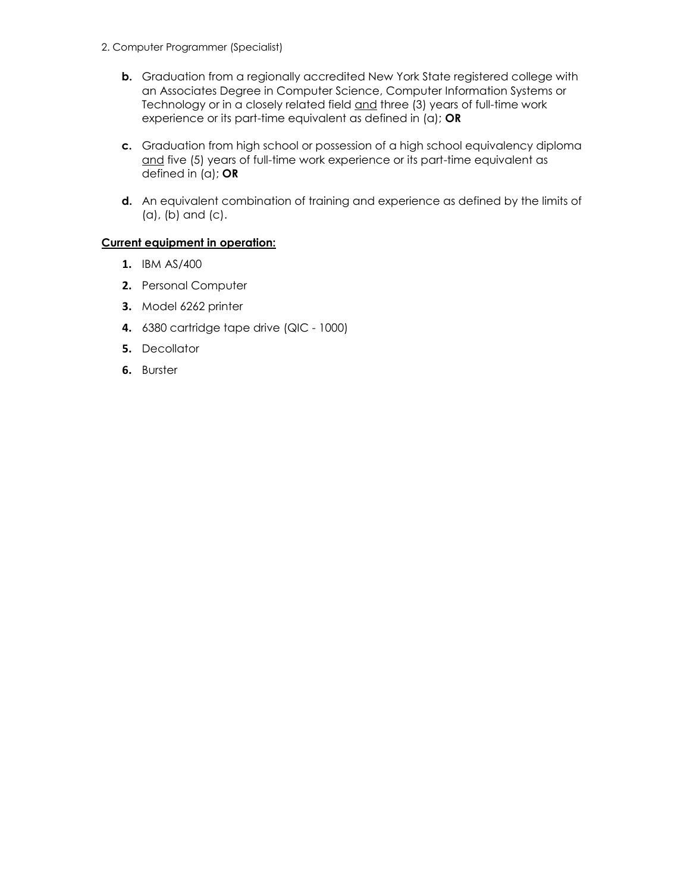- **b.** Graduation from a regionally accredited New York State registered college with an Associates Degree in Computer Science, Computer Information Systems or Technology or in a closely related field and three (3) years of full-time work experience or its part-time equivalent as defined in (a); **OR**

- **c.** Graduation from high school or possession of a high school equivalency diploma and five (5) years of full-time work experience or its part-time equivalent as defined in (a); **OR**

- **d.** An equivalent combination of training and experience as defined by the limits of (a), (b) and (c).

**Current equipment in operation:**

1. IBM AS/400
2. Personal Computer
3. Model 6262 printer
4. 6380 cartridge tape drive (QIC - 1000)
5. Decollator
6. Burster